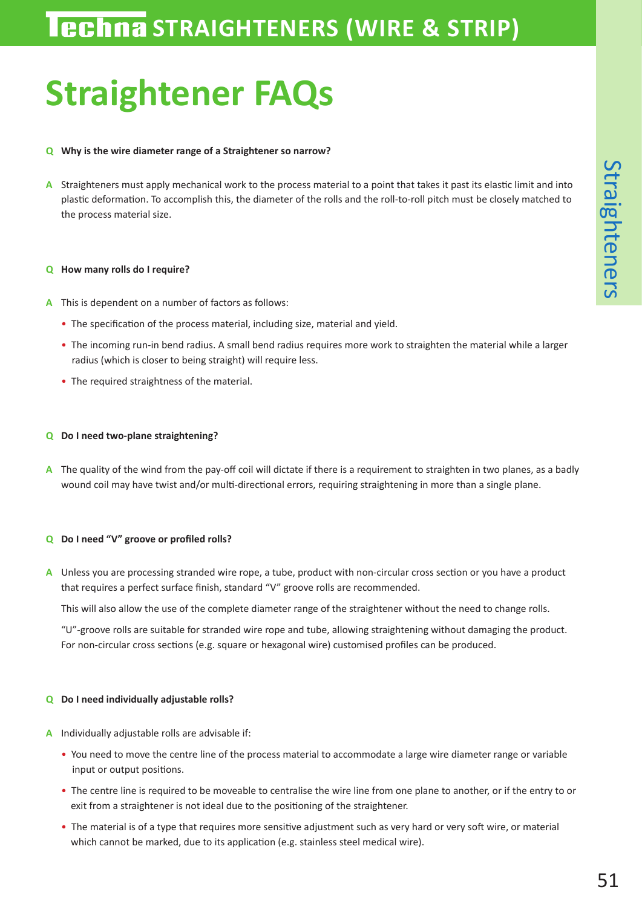# Straightener FAQs

**Q Why is the wire diameter range of a Straightener so narrow?**

**A** Straighteners must apply mechanical work to the process material to a point that takes it past its elastic limit and into plastic deformation. To accomplish this, the diameter of the rolls and the roll-to-roll pitch must be closely matched to the process material size.

**Q How many rolls do I require?**

**A** This is dependent on a number of factors as follows:

- The specification of the process material, including size, material and yield.
- The incoming run-in bend radius. A small bend radius requires more work to straighten the material while a larger radius (which is closer to being straight) will require less.
- The required straightness of the material.

**Q Do I need two-plane straightening?**

**A** The quality of the wind from the pay-off coil will dictate if there is a requirement to straighten in two planes, as a badly wound coil may have twist and/or multi-directional errors, requiring straightening in more than a single plane.

**Q Do I need "V" groove or profiled rolls?**

**A** Unless you are processing stranded wire rope, a tube, product with non-circular cross section or you have a product that requires a perfect surface finish, standard "V" groove rolls are recommended.

This will also allow the use of the complete diameter range of the straightener without the need to change rolls.

"U"-groove rolls are suitable for stranded wire rope and tube, allowing straightening without damaging the product. For non-circular cross sections (e.g. square or hexagonal wire) customised profiles can be produced.

**Q Do I need individually adjustable rolls?**

**A** Individually adjustable rolls are advisable if:

- You need to move the centre line of the process material to accommodate a large wire diameter range or variable input or output positions.
- The centre line is required to be moveable to centralise the wire line from one plane to another, or if the entry to or exit from a straightener is not ideal due to the positioning of the straightener.
- The material is of a type that requires more sensitive adjustment such as very hard or very soft wire, or material which cannot be marked, due to its application (e.g. stainless steel medical wire).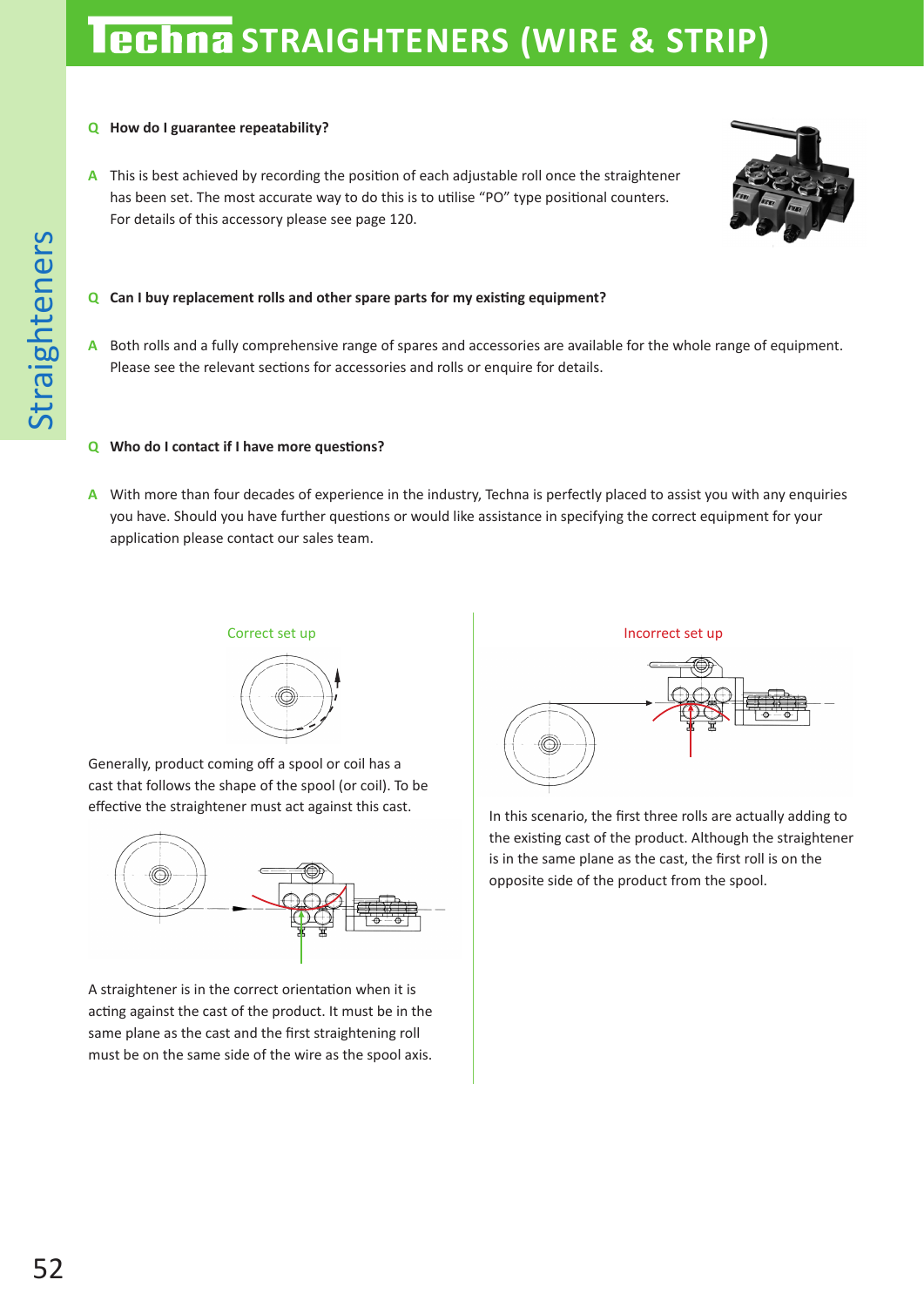# Techna STRAIGHTENERS (WIRE & STRIP)

**Q How do I guarantee repeatability?**

**A** This is best achieved by recording the position of each adjustable roll once the straightener has been set. The most accurate way to do this is to utilise “PO” type positional counters. For details of this accessory please see page 120.

**Q Can I buy replacement rolls and other spare parts for my existing equipment?**

**A** Both rolls and a fully comprehensive range of spares and accessories are available for the whole range of equipment. Please see the relevant sections for accessories and rolls or enquire for details.

**Q Who do I contact if I have more questions?**

**A** With more than four decades of experience in the industry, Techna is perfectly placed to assist you with any enquiries you have. Should you have further questions or would like assistance in specifying the correct equipment for your application please contact our sales team.

Correct set up

Generally, product coming off a spool or coil has a cast that follows the shape of the spool (or coil). To be effective the straightener must act against this cast.

A straightener is in the correct orientation when it is acting against the cast of the product. It must be in the same plane as the cast and the first straightening roll must be on the same side of the wire as the spool axis.

Incorrect set up

In this scenario, the first three rolls are actually adding to the existing cast of the product. Although the straightener is in the same plane as the cast, the first roll is on the opposite side of the product from the spool.